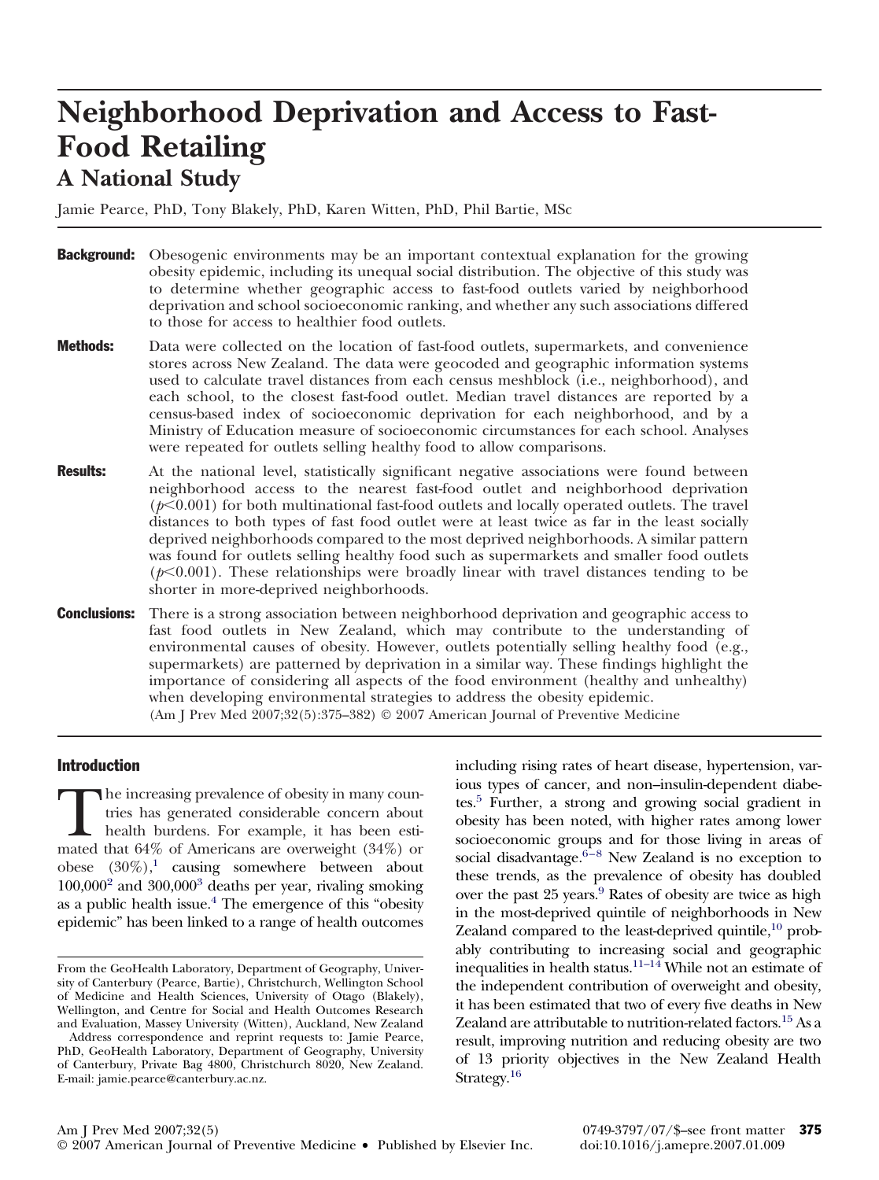# Neighborhood Deprivation and Access to Fast-Food Retailing

## A National Study

Jamie Pearce, PhD, Tony Blakely, PhD, Karen Witten, PhD, Phil Bartie, MSc

**Background:** Obesogenic environments may be an important contextual explanation for the growing obesity epidemic, including its unequal social distribution. The objective of this study was to determine whether geographic access to fast-food outlets varied by neighborhood deprivation and school socioeconomic ranking, and whether any such associations differed to those for access to healthier food outlets.

**Methods:** Data were collected on the location of fast-food outlets, supermarkets, and convenience stores across New Zealand. The data were geocoded and geographic information systems used to calculate travel distances from each census meshblock (i.e., neighborhood), and each school, to the closest fast-food outlet. Median travel distances are reported by a census-based index of socioeconomic deprivation for each neighborhood, and by a Ministry of Education measure of socioeconomic circumstances for each school. Analyses were repeated for outlets selling healthy food to allow comparisons.

**Results:** At the national level, statistically significant negative associations were found between neighborhood access to the nearest fast-food outlet and neighborhood deprivation ($p<0.001$) for both multinational fast-food outlets and locally operated outlets. The travel distances to both types of fast food outlet were at least twice as far in the least socially deprived neighborhoods compared to the most deprived neighborhoods. A similar pattern was found for outlets selling healthy food such as supermarkets and smaller food outlets ($p<0.001$). These relationships were broadly linear with travel distances tending to be shorter in more-deprived neighborhoods.

**Conclusions:** There is a strong association between neighborhood deprivation and geographic access to fast food outlets in New Zealand, which may contribute to the understanding of environmental causes of obesity. However, outlets potentially selling healthy food (e.g., supermarkets) are patterned by deprivation in a similar way. These findings highlight the importance of considering all aspects of the food environment (healthy and unhealthy) when developing environmental strategies to address the obesity epidemic.

(Am J Prev Med 2007;32(5):375–382) © 2007 American Journal of Preventive Medicine

## Introduction

The increasing prevalence of obesity in many countries has generated considerable concern about health burdens. For example, it has been estimated that 64% of Americans are overweight (34%) or obese (30%),[1] causing somewhere between about 100,000[2] and 300,000[3] deaths per year, rivaling smoking as a public health issue.[4] The emergence of this "obesity epidemic" has been linked to a range of health outcomes including rising rates of heart disease, hypertension, various types of cancer, and non–insulin-dependent diabetes.[5] Further, a strong and growing social gradient in obesity has been noted, with higher rates among lower socioeconomic groups and for those living in areas of social disadvantage.[6–8] New Zealand is no exception to these trends, as the prevalence of obesity has doubled over the past 25 years.[9] Rates of obesity are twice as high in the most-deprived quintile of neighborhoods in New Zealand compared to the least-deprived quintile,[10] probably contributing to increasing social and geographic inequalities in health status.[11–14] While not an estimate of the independent contribution of overweight and obesity, it has been estimated that two of every five deaths in New Zealand are attributable to nutrition-related factors.[15] As a result, improving nutrition and reducing obesity are two of 13 priority objectives in the New Zealand Health Strategy.[16]

From the GeoHealth Laboratory, Department of Geography, University of Canterbury (Pearce, Bartie), Christchurch, Wellington School of Medicine and Health Sciences, University of Otago (Blakely), Wellington, and Centre for Social and Health Outcomes Research and Evaluation, Massey University (Witten), Auckland, New Zealand

Address correspondence and reprint requests to: Jamie Pearce, PhD, GeoHealth Laboratory, Department of Geography, University of Canterbury, Private Bag 4800, Christchurch 8020, New Zealand. E-mail: jamie.pearce@canterbury.ac.nz.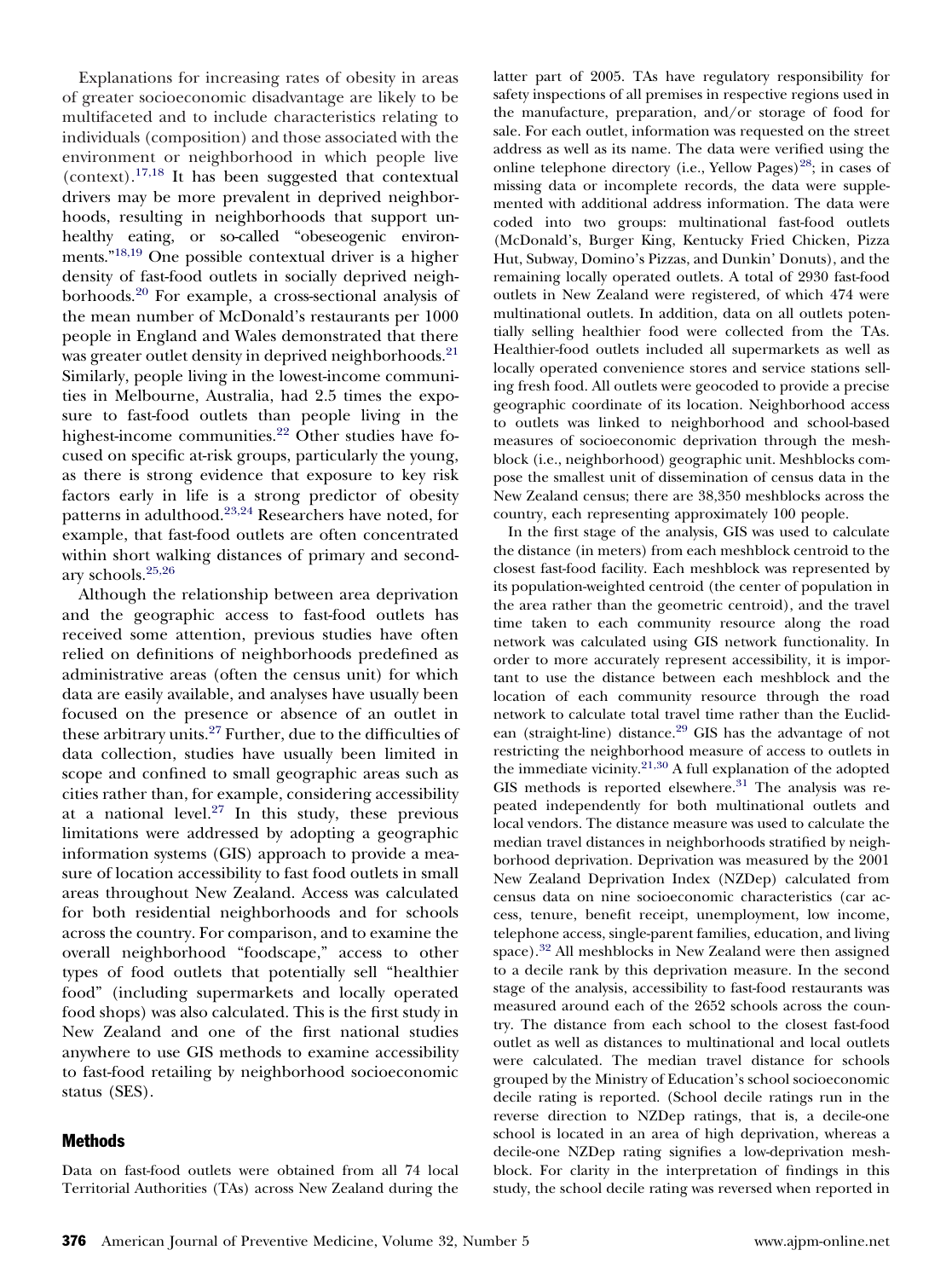Explanations for increasing rates of obesity in areas of greater socioeconomic disadvantage are likely to be multifaceted and to include characteristics relating to individuals (composition) and those associated with the environment or neighborhood in which people live (context).[17,18] It has been suggested that contextual drivers may be more prevalent in deprived neighborhoods, resulting in neighborhoods that support unhealthy eating, or so-called "obeseogenic environments."[18,19] One possible contextual driver is a higher density of fast-food outlets in socially deprived neighborhoods.[20] For example, a cross-sectional analysis of the mean number of McDonald's restaurants per 1000 people in England and Wales demonstrated that there was greater outlet density in deprived neighborhoods.[21] Similarly, people living in the lowest-income communities in Melbourne, Australia, had 2.5 times the exposure to fast-food outlets than people living in the highest-income communities.[22] Other studies have focused on specific at-risk groups, particularly the young, as there is strong evidence that exposure to key risk factors early in life is a strong predictor of obesity patterns in adulthood.[23,24] Researchers have noted, for example, that fast-food outlets are often concentrated within short walking distances of primary and secondary schools.[25,26]

Although the relationship between area deprivation and the geographic access to fast-food outlets has received some attention, previous studies have often relied on definitions of neighborhoods predefined as administrative areas (often the census unit) for which data are easily available, and analyses have usually been focused on the presence or absence of an outlet in these arbitrary units.[27] Further, due to the difficulties of data collection, studies have usually been limited in scope and confined to small geographic areas such as cities rather than, for example, considering accessibility at a national level.[27] In this study, these previous limitations were addressed by adopting a geographic information systems (GIS) approach to provide a measure of location accessibility to fast food outlets in small areas throughout New Zealand. Access was calculated for both residential neighborhoods and for schools across the country. For comparison, and to examine the overall neighborhood "foodscape," access to other types of food outlets that potentially sell "healthier food" (including supermarkets and locally operated food shops) was also calculated. This is the first study in New Zealand and one of the first national studies anywhere to use GIS methods to examine accessibility to fast-food retailing by neighborhood socioeconomic status (SES).

## Methods

Data on fast-food outlets were obtained from all 74 local Territorial Authorities (TAs) across New Zealand during the latter part of 2005. TAs have regulatory responsibility for safety inspections of all premises in respective regions used in the manufacture, preparation, and/or storage of food for sale. For each outlet, information was requested on the street address as well as its name. The data were verified using the online telephone directory (i.e., Yellow Pages)[28]; in cases of missing data or incomplete records, the data were supplemented with additional address information. The data were coded into two groups: multinational fast-food outlets (McDonald's, Burger King, Kentucky Fried Chicken, Pizza Hut, Subway, Domino's Pizzas, and Dunkin' Donuts), and the remaining locally operated outlets. A total of 2930 fast-food outlets in New Zealand were registered, of which 474 were multinational outlets. In addition, data on all outlets potentially selling healthier food were collected from the TAs. Healthier-food outlets included all supermarkets as well as locally operated convenience stores and service stations selling fresh food. All outlets were geocoded to provide a precise geographic coordinate of its location. Neighborhood access to outlets was linked to neighborhood and school-based measures of socioeconomic deprivation through the meshblock (i.e., neighborhood) geographic unit. Meshblocks compose the smallest unit of dissemination of census data in the New Zealand census; there are 38,350 meshblocks across the country, each representing approximately 100 people.

In the first stage of the analysis, GIS was used to calculate the distance (in meters) from each meshblock centroid to the closest fast-food facility. Each meshblock was represented by its population-weighted centroid (the center of population in the area rather than the geometric centroid), and the travel time taken to each community resource along the road network was calculated using GIS network functionality. In order to more accurately represent accessibility, it is important to use the distance between each meshblock and the location of each community resource through the road network to calculate total travel time rather than the Euclidean (straight-line) distance.[29] GIS has the advantage of not restricting the neighborhood measure of access to outlets in the immediate vicinity.[21,30] A full explanation of the adopted GIS methods is reported elsewhere.[31] The analysis was repeated independently for both multinational outlets and local vendors. The distance measure was used to calculate the median travel distances in neighborhoods stratified by neighborhood deprivation. Deprivation was measured by the 2001 New Zealand Deprivation Index (NZDep) calculated from census data on nine socioeconomic characteristics (car access, tenure, benefit receipt, unemployment, low income, telephone access, single-parent families, education, and living space).[32] All meshblocks in New Zealand were then assigned to a decile rank by this deprivation measure. In the second stage of the analysis, accessibility to fast-food restaurants was measured around each of the 2652 schools across the country. The distance from each school to the closest fast-food outlet as well as distances to multinational and local outlets were calculated. The median travel distance for schools grouped by the Ministry of Education's school socioeconomic decile rating is reported. (School decile ratings run in the reverse direction to NZDep ratings, that is, a decile-one school is located in an area of high deprivation, whereas a decile-one NZDep rating signifies a low-deprivation meshblock. For clarity in the interpretation of findings in this study, the school decile rating was reversed when reported in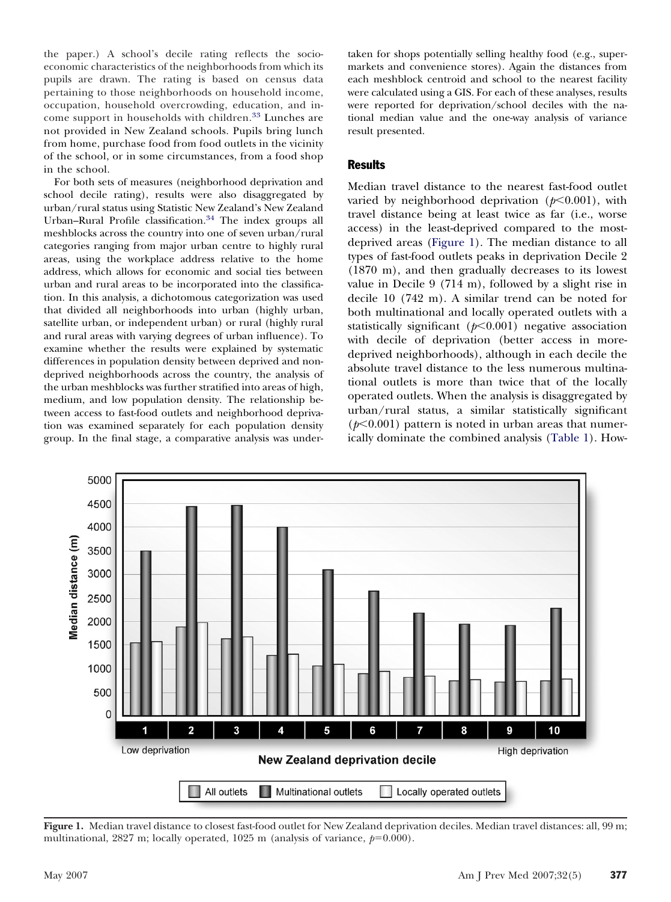the paper.) A school's decile rating reflects the socioeconomic characteristics of the neighborhoods from which its pupils are drawn. The rating is based on census data pertaining to those neighborhoods on household income, occupation, household overcrowding, education, and income support in households with children.[33] Lunches are not provided in New Zealand schools. Pupils bring lunch from home, purchase food from food outlets in the vicinity of the school, or in some circumstances, from a food shop in the school.

For both sets of measures (neighborhood deprivation and school decile rating), results were also disaggregated by urban/rural status using Statistic New Zealand's New Zealand Urban–Rural Profile classification.[34] The index groups all meshblocks across the country into one of seven urban/rural categories ranging from major urban centre to highly rural areas, using the workplace address relative to the home address, which allows for economic and social ties between urban and rural areas to be incorporated into the classification. In this analysis, a dichotomous categorization was used that divided all neighborhoods into urban (highly urban, satellite urban, or independent urban) or rural (highly rural and rural areas with varying degrees of urban influence). To examine whether the results were explained by systematic differences in population density between deprived and non-deprived neighborhoods across the country, the analysis of the urban meshblocks was further stratified into areas of high, medium, and low population density. The relationship between access to fast-food outlets and neighborhood deprivation was examined separately for each population density group. In the final stage, a comparative analysis was undertaken for shops potentially selling healthy food (e.g., supermarkets and convenience stores). Again the distances from each meshblock centroid and school to the nearest facility were calculated using a GIS. For each of these analyses, results were reported for deprivation/school deciles with the national median value and the one-way analysis of variance result presented.

## Results

Median travel distance to the nearest fast-food outlet varied by neighborhood deprivation ($p<0.001$), with travel distance being at least twice as far (i.e., worse access) in the least-deprived compared to the most-deprived areas (Figure 1). The median distance to all types of fast-food outlets peaks in deprivation Decile 2 (1870 m), and then gradually decreases to its lowest value in Decile 9 (714 m), followed by a slight rise in decile 10 (742 m). A similar trend can be noted for both multinational and locally operated outlets with a statistically significant ($p<0.001$) negative association with decile of deprivation (better access in more-deprived neighborhoods), although in each decile the absolute travel distance to the less numerous multinational outlets is more than twice that of the locally operated outlets. When the analysis is disaggregated by urban/rural status, a similar statistically significant ($p<0.001$) pattern is noted in urban areas that numerically dominate the combined analysis (Table 1). How-

Median distance (m)
5000
4500
4000
3500
3000
2500
2000
1500
1000
500
0
1 2 3 4 5 6 7 8 9 10
Low deprivation
New Zealand deprivation decile
High deprivation
All outlets
Multinational outlets
Locally operated outlets

**Figure 1.** Median travel distance to closest fast-food outlet for New Zealand deprivation deciles. Median travel distances: all, 99 m; multinational, 2827 m; locally operated, 1025 m (analysis of variance, $p=0.000$).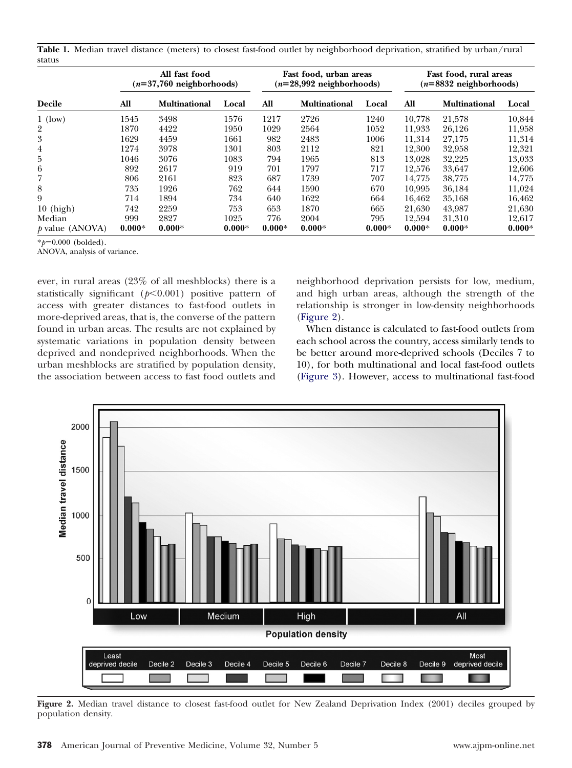**Table 1.** Median travel distance (meters) to closest fast-food outlet by neighborhood deprivation, stratified by urban/rural status

| | All fast food ($n$=37,760 neighborhoods) | | | Fast food, urban areas ($n$=28,992 neighborhoods) | | | Fast food, rural areas ($n$=8832 neighborhoods) | | |
|---|---|---|---|---|---|---|---|---|---|
| Decile | All | Multinational | Local | All | Multinational | Local | All | Multinational | Local |
| 1 (low) | 1545 | 3498 | 1576 | 1217 | 2726 | 1240 | 10,778 | 21,578 | 10,844 |
| 2 | 1870 | 4422 | 1950 | 1029 | 2564 | 1052 | 11,933 | 26,126 | 11,958 |
| 3 | 1629 | 4459 | 1661 | 982 | 2483 | 1006 | 11,314 | 27,175 | 11,314 |
| 4 | 1274 | 3978 | 1301 | 803 | 2112 | 821 | 12,300 | 32,958 | 12,321 |
| 5 | 1046 | 3076 | 1083 | 794 | 1965 | 813 | 13,028 | 32,225 | 13,033 |
| 6 | 892 | 2617 | 919 | 701 | 1797 | 717 | 12,576 | 33,647 | 12,606 |
| 7 | 806 | 2161 | 823 | 687 | 1739 | 707 | 14,775 | 38,775 | 14,775 |
| 8 | 735 | 1926 | 762 | 644 | 1590 | 670 | 10,995 | 36,184 | 11,024 |
| 9 | 714 | 1894 | 734 | 640 | 1622 | 664 | 16,462 | 35,168 | 16,462 |
| 10 (high) | 742 | 2259 | 753 | 653 | 1870 | 665 | 21,630 | 43,987 | 21,630 |
| Median | 999 | 2827 | 1025 | 776 | 2004 | 795 | 12,594 | 31,310 | 12,617 |
| $p$ value (ANOVA) | **0.000*** | **0.000*** | **0.000*** | **0.000*** | **0.000*** | **0.000*** | **0.000*** | **0.000*** | **0.000*** |

*$p$=0.000 (bolded).
ANOVA, analysis of variance.

ever, in rural areas (23% of all meshblocks) there is a statistically significant ($p<0.001$) positive pattern of access with greater distances to fast-food outlets in more-deprived areas, that is, the converse of the pattern found in urban areas. The results are not explained by systematic variations in population density between deprived and nondeprived neighborhoods. When the urban meshblocks are stratified by population density, the association between access to fast food outlets and neighborhood deprivation persists for low, medium, and high urban areas, although the strength of the relationship is stronger in low-density neighborhoods (Figure 2).

When distance is calculated to fast-food outlets from each school across the country, access similarly tends to be better around more-deprived schools (Deciles 7 to 10), for both multinational and local fast-food outlets (Figure 3). However, access to multinational fast-food

Median travel distance
2000
1500
1000
500
0
Low
Medium
High
All
Population density
Least deprived decile
Decile 2
Decile 3
Decile 4
Decile 5
Decile 6
Decile 7
Decile 8
Decile 9
Most deprived decile

**Figure 2.** Median travel distance to closest fast-food outlet for New Zealand Deprivation Index (2001) deciles grouped by population density.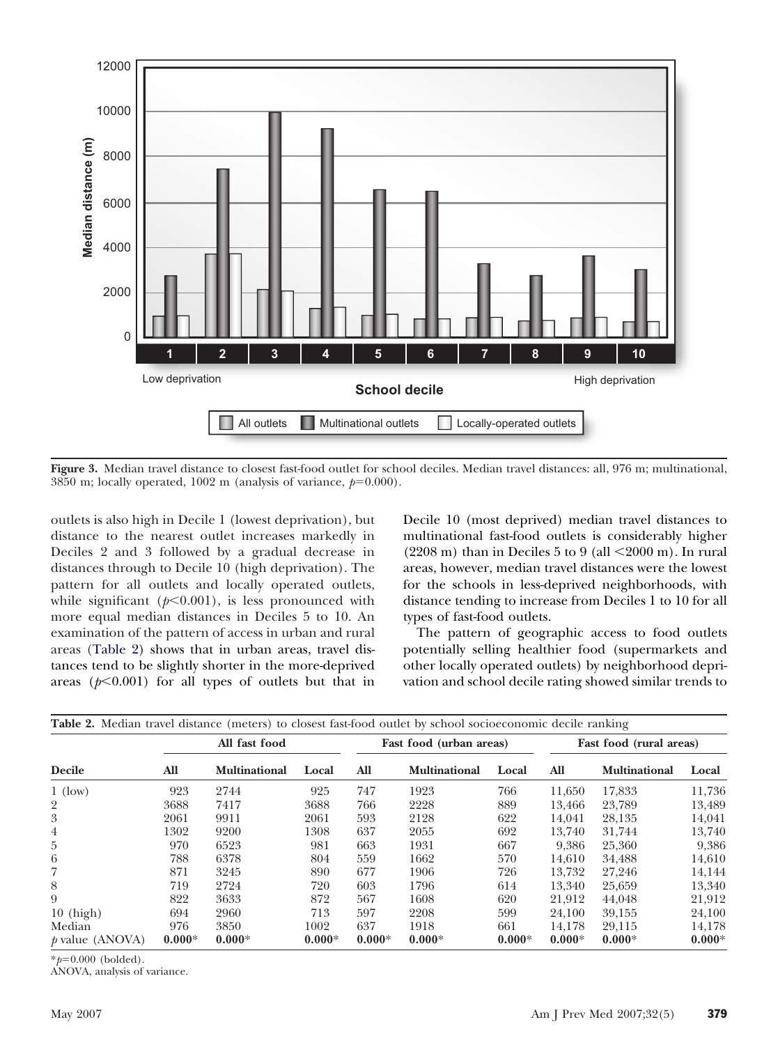12000
10000
8000
6000
4000
2000
0

Median distance (m)

1 2 3 4 5 6 7 8 9 10

Low deprivation

School decile

High deprivation

All outlets
Multinational outlets
Locally-operated outlets

**Figure 3.** Median travel distance to closest fast-food outlet for school deciles. Median travel distances: all, 976 m; multinational, 3850 m; locally operated, 1002 m (analysis of variance, $p=0.000$).

outlets is also high in Decile 1 (lowest deprivation), but distance to the nearest outlet increases markedly in Deciles 2 and 3 followed by a gradual decrease in distances through to Decile 10 (high deprivation). The pattern for all outlets and locally operated outlets, while significant ($p<0.001$), is less pronounced with more equal median distances in Deciles 5 to 10. An examination of the pattern of access in urban and rural areas (Table 2) shows that in urban areas, travel distances tend to be slightly shorter in the more-deprived areas ($p<0.001$) for all types of outlets but that in Decile 10 (most deprived) median travel distances to multinational fast-food outlets is considerably higher (2208 m) than in Deciles 5 to 9 (all <2000 m). In rural areas, however, median travel distances were the lowest for the schools in less-deprived neighborhoods, with distance tending to increase from Deciles 1 to 10 for all types of fast-food outlets.

The pattern of geographic access to food outlets potentially selling healthier food (supermarkets and other locally operated outlets) by neighborhood deprivation and school decile rating showed similar trends to

**Table 2.** Median travel distance (meters) to closest fast-food outlet by school socioeconomic decile ranking

| | All fast food | | | Fast food (urban areas) | | | Fast food (rural areas) | | |
|---|---|---|---|---|---|---|---|---|---|
| Decile | All | Multinational | Local | All | Multinational | Local | All | Multinational | Local |
| 1 (low) | 923 | 2744 | 925 | 747 | 1923 | 766 | 11,650 | 17,833 | 11,736 |
| 2 | 3688 | 7417 | 3688 | 766 | 2228 | 889 | 13,466 | 23,789 | 13,489 |
| 3 | 2061 | 9911 | 2061 | 593 | 2128 | 622 | 14,041 | 28,135 | 14,041 |
| 4 | 1302 | 9200 | 1308 | 637 | 2055 | 692 | 13,740 | 31,744 | 13,740 |
| 5 | 970 | 6523 | 981 | 663 | 1931 | 667 | 9,386 | 25,360 | 9,386 |
| 6 | 788 | 6378 | 804 | 559 | 1662 | 570 | 14,610 | 34,488 | 14,610 |
| 7 | 871 | 3245 | 890 | 677 | 1906 | 726 | 13,732 | 27,246 | 14,144 |
| 8 | 719 | 2724 | 720 | 603 | 1796 | 614 | 13,340 | 25,659 | 13,340 |
| 9 | 822 | 3633 | 872 | 567 | 1608 | 620 | 21,912 | 44,048 | 21,912 |
| 10 (high) | 694 | 2960 | 713 | 597 | 2208 | 599 | 24,100 | 39,155 | 24,100 |
| Median | 976 | 3850 | 1002 | 637 | 1918 | 661 | 14,178 | 29,115 | 14,178 |
| *p* value (ANOVA) | **0.000*** | **0.000*** | **0.000*** | **0.000*** | **0.000*** | **0.000*** | **0.000*** | **0.000*** | **0.000*** |

*$p=0.000$ (bolded).
ANOVA, analysis of variance.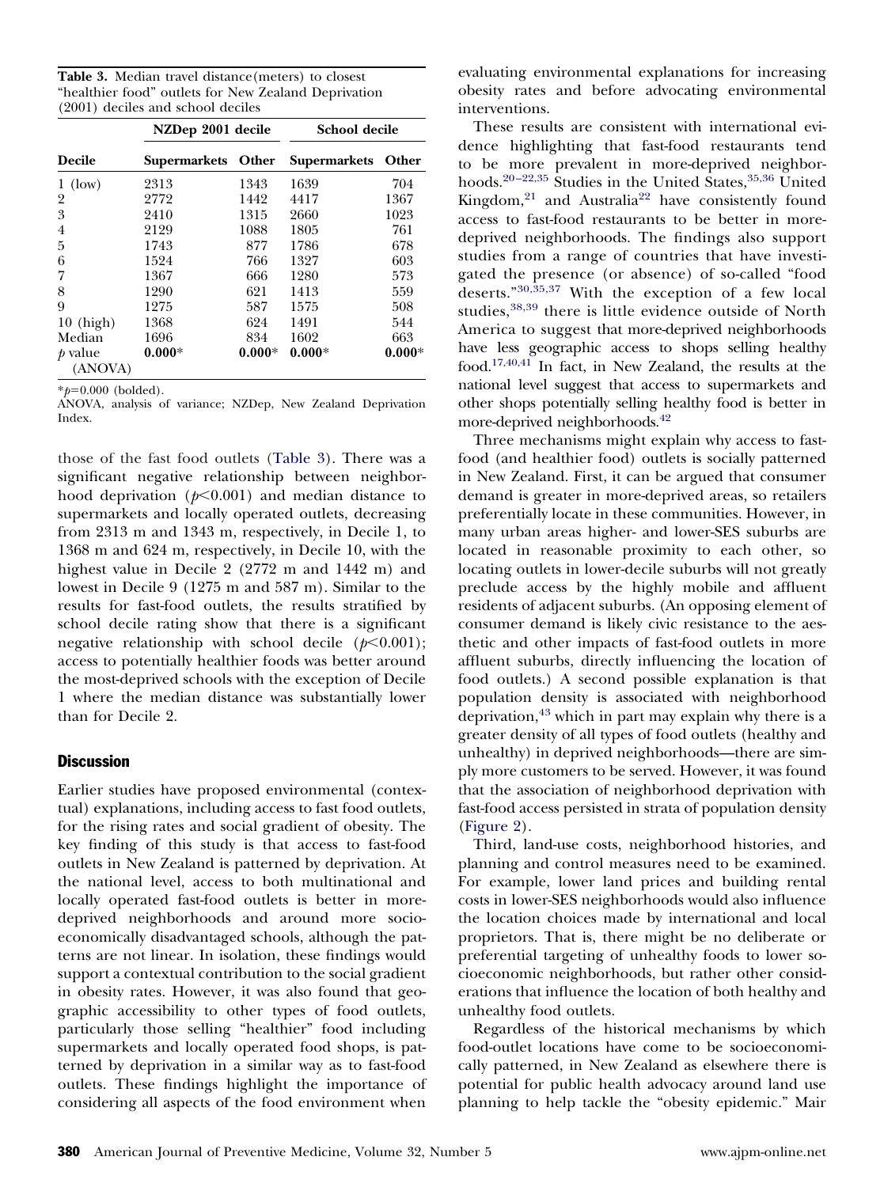**Table 3.** Median travel distance (meters) to closest "healthier food" outlets for New Zealand Deprivation (2001) deciles and school deciles

| | NZDep 2001 decile | | School decile | |
|---|---|---|---|---|
| Decile | Supermarkets | Other | Supermarkets | Other |
| 1 (low) | 2313 | 1343 | 1639 | 704 |
| 2 | 2772 | 1442 | 4417 | 1367 |
| 3 | 2410 | 1315 | 2660 | 1023 |
| 4 | 2129 | 1088 | 1805 | 761 |
| 5 | 1743 | 877 | 1786 | 678 |
| 6 | 1524 | 766 | 1327 | 603 |
| 7 | 1367 | 666 | 1280 | 573 |
| 8 | 1290 | 621 | 1413 | 559 |
| 9 | 1275 | 587 | 1575 | 508 |
| 10 (high) | 1368 | 624 | 1491 | 544 |
| Median | 1696 | 834 | 1602 | 663 |
| $p$ value (ANOVA) | **0.000*** | **0.000*** | **0.000*** | **0.000*** |

*$p$=0.000 (bolded).

ANOVA, analysis of variance; NZDep, New Zealand Deprivation Index.

those of the fast food outlets (Table 3). There was a significant negative relationship between neighborhood deprivation ($p<0.001$) and median distance to supermarkets and locally operated outlets, decreasing from 2313 m and 1343 m, respectively, in Decile 1, to 1368 m and 624 m, respectively, in Decile 10, with the highest value in Decile 2 (2772 m and 1442 m) and lowest in Decile 9 (1275 m and 587 m). Similar to the results for fast-food outlets, the results stratified by school decile rating show that there is a significant negative relationship with school decile ($p<0.001$); access to potentially healthier foods was better around the most-deprived schools with the exception of Decile 1 where the median distance was substantially lower than for Decile 2.

## Discussion

Earlier studies have proposed environmental (contextual) explanations, including access to fast food outlets, for the rising rates and social gradient of obesity. The key finding of this study is that access to fast-food outlets in New Zealand is patterned by deprivation. At the national level, access to both multinational and locally operated fast-food outlets is better in more-deprived neighborhoods and around more socioeconomically disadvantaged schools, although the patterns are not linear. In isolation, these findings would support a contextual contribution to the social gradient in obesity rates. However, it was also found that geographic accessibility to other types of food outlets, particularly those selling "healthier" food including supermarkets and locally operated food shops, is patterned by deprivation in a similar way as to fast-food outlets. These findings highlight the importance of considering all aspects of the food environment when evaluating environmental explanations for increasing obesity rates and before advocating environmental interventions.

These results are consistent with international evidence highlighting that fast-food restaurants tend to be more prevalent in more-deprived neighborhoods.[20–22,35] Studies in the United States,[35,36] United Kingdom,[21] and Australia[22] have consistently found access to fast-food restaurants to be better in more-deprived neighborhoods. The findings also support studies from a range of countries that have investigated the presence (or absence) of so-called "food deserts."[30,35,37] With the exception of a few local studies,[38,39] there is little evidence outside of North America to suggest that more-deprived neighborhoods have less geographic access to shops selling healthy food.[17,40,41] In fact, in New Zealand, the results at the national level suggest that access to supermarkets and other shops potentially selling healthy food is better in more-deprived neighborhoods.[42]

Three mechanisms might explain why access to fast-food (and healthier food) outlets is socially patterned in New Zealand. First, it can be argued that consumer demand is greater in more-deprived areas, so retailers preferentially locate in these communities. However, in many urban areas higher- and lower-SES suburbs are located in reasonable proximity to each other, so locating outlets in lower-decile suburbs will not greatly preclude access by the highly mobile and affluent residents of adjacent suburbs. (An opposing element of consumer demand is likely civic resistance to the aesthetic and other impacts of fast-food outlets in more affluent suburbs, directly influencing the location of food outlets.) A second possible explanation is that population density is associated with neighborhood deprivation,[43] which in part may explain why there is a greater density of all types of food outlets (healthy and unhealthy) in deprived neighborhoods—there are simply more customers to be served. However, it was found that the association of neighborhood deprivation with fast-food access persisted in strata of population density (Figure 2).

Third, land-use costs, neighborhood histories, and planning and control measures need to be examined. For example, lower land prices and building rental costs in lower-SES neighborhoods would also influence the location choices made by international and local proprietors. That is, there might be no deliberate or preferential targeting of unhealthy foods to lower socioeconomic neighborhoods, but rather other considerations that influence the location of both healthy and unhealthy food outlets.

Regardless of the historical mechanisms by which food-outlet locations have come to be socioeconomically patterned, in New Zealand as elsewhere there is potential for public health advocacy around land use planning to help tackle the "obesity epidemic." Mair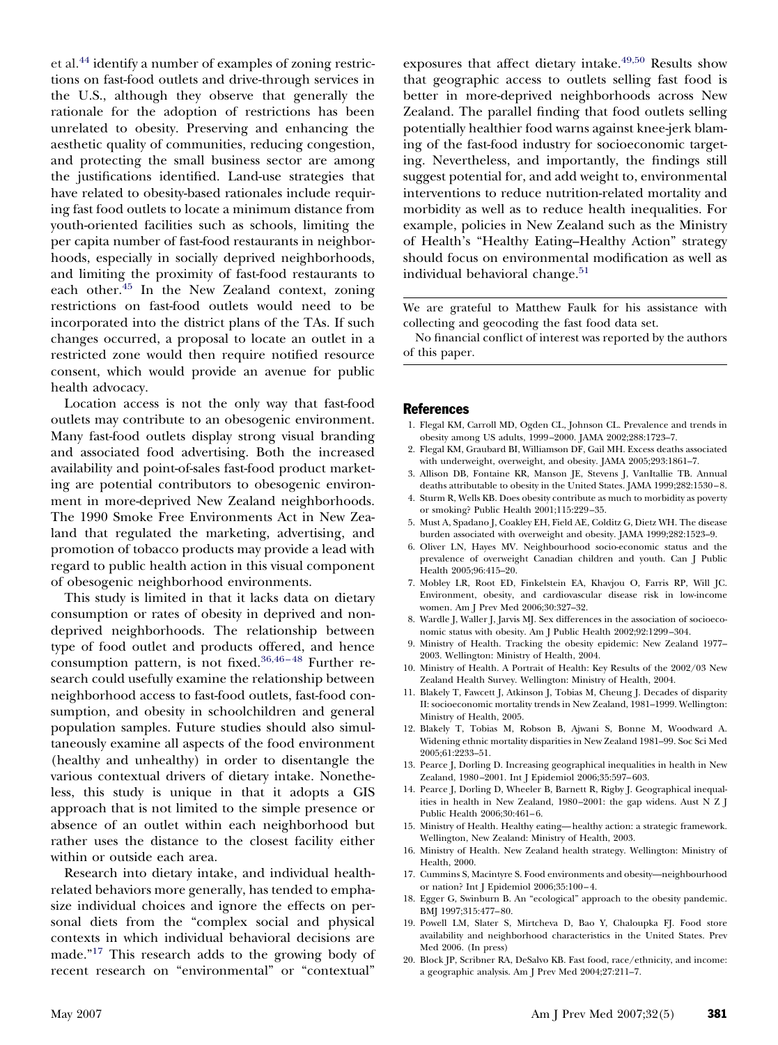et al.[44] identify a number of examples of zoning restrictions on fast-food outlets and drive-through services in the U.S., although they observe that generally the rationale for the adoption of restrictions has been unrelated to obesity. Preserving and enhancing the aesthetic quality of communities, reducing congestion, and protecting the small business sector are among the justifications identified. Land-use strategies that have related to obesity-based rationales include requiring fast food outlets to locate a minimum distance from youth-oriented facilities such as schools, limiting the per capita number of fast-food restaurants in neighborhoods, especially in socially deprived neighborhoods, and limiting the proximity of fast-food restaurants to each other.[45] In the New Zealand context, zoning restrictions on fast-food outlets would need to be incorporated into the district plans of the TAs. If such changes occurred, a proposal to locate an outlet in a restricted zone would then require notified resource consent, which would provide an avenue for public health advocacy.

Location access is not the only way that fast-food outlets may contribute to an obesogenic environment. Many fast-food outlets display strong visual branding and associated food advertising. Both the increased availability and point-of-sales fast-food product marketing are potential contributors to obesogenic environment in more-deprived New Zealand neighborhoods. The 1990 Smoke Free Environments Act in New Zealand that regulated the marketing, advertising, and promotion of tobacco products may provide a lead with regard to public health action in this visual component of obesogenic neighborhood environments.

This study is limited in that it lacks data on dietary consumption or rates of obesity in deprived and non-deprived neighborhoods. The relationship between type of food outlet and products offered, and hence consumption pattern, is not fixed.[36,46–48] Further research could usefully examine the relationship between neighborhood access to fast-food outlets, fast-food consumption, and obesity in schoolchildren and general population samples. Future studies should also simultaneously examine all aspects of the food environment (healthy and unhealthy) in order to disentangle the various contextual drivers of dietary intake. Nonetheless, this study is unique in that it adopts a GIS approach that is not limited to the simple presence or absence of an outlet within each neighborhood but rather uses the distance to the closest facility either within or outside each area.

Research into dietary intake, and individual health-related behaviors more generally, has tended to emphasize individual choices and ignore the effects on personal diets from the "complex social and physical contexts in which individual behavioral decisions are made."[17] This research adds to the growing body of recent research on "environmental" or "contextual" exposures that affect dietary intake.[49,50] Results show that geographic access to outlets selling fast food is better in more-deprived neighborhoods across New Zealand. The parallel finding that food outlets selling potentially healthier food warns against knee-jerk blaming of the fast-food industry for socioeconomic targeting. Nevertheless, and importantly, the findings still suggest potential for, and add weight to, environmental interventions to reduce nutrition-related mortality and morbidity as well as to reduce health inequalities. For example, policies in New Zealand such as the Ministry of Health's "Healthy Eating–Healthy Action" strategy should focus on environmental modification as well as individual behavioral change.[51]

We are grateful to Matthew Faulk for his assistance with collecting and geocoding the fast food data set.

No financial conflict of interest was reported by the authors of this paper.

## References

1. Flegal KM, Carroll MD, Ogden CL, Johnson CL. Prevalence and trends in obesity among US adults, 1999–2000. JAMA 2002;288:1723–7.
2. Flegal KM, Graubard BI, Williamson DF, Gail MH. Excess deaths associated with underweight, overweight, and obesity. JAMA 2005;293:1861–7.
3. Allison DB, Fontaine KR, Manson JE, Stevens J, VanItallie TB. Annual deaths attributable to obesity in the United States. JAMA 1999;282:1530–8.
4. Sturm R, Wells KB. Does obesity contribute as much to morbidity as poverty or smoking? Public Health 2001;115:229–35.
5. Must A, Spadano J, Coakley EH, Field AE, Colditz G, Dietz WH. The disease burden associated with overweight and obesity. JAMA 1999;282:1523–9.
6. Oliver LN, Hayes MV. Neighbourhood socio-economic status and the prevalence of overweight Canadian children and youth. Can J Public Health 2005;96:415–20.
7. Mobley LR, Root ED, Finkelstein EA, Khavjou O, Farris RP, Will JC. Environment, obesity, and cardiovascular disease risk in low-income women. Am J Prev Med 2006;30:327–32.
8. Wardle J, Waller J, Jarvis MJ. Sex differences in the association of socioeconomic status with obesity. Am J Public Health 2002;92:1299–304.
9. Ministry of Health. Tracking the obesity epidemic: New Zealand 1977–2003. Wellington: Ministry of Health, 2004.
10. Ministry of Health. A Portrait of Health: Key Results of the 2002/03 New Zealand Health Survey. Wellington: Ministry of Health, 2004.
11. Blakely T, Fawcett J, Atkinson J, Tobias M, Cheung J. Decades of disparity II: socioeconomic mortality trends in New Zealand, 1981–1999. Wellington: Ministry of Health, 2005.
12. Blakely T, Tobias M, Robson B, Ajwani S, Bonne M, Woodward A. Widening ethnic mortality disparities in New Zealand 1981–99. Soc Sci Med 2005;61:2233–51.
13. Pearce J, Dorling D. Increasing geographical inequalities in health in New Zealand, 1980–2001. Int J Epidemiol 2006;35:597–603.
14. Pearce J, Dorling D, Wheeler B, Barnett R, Rigby J. Geographical inequalities in health in New Zealand, 1980–2001: the gap widens. Aust N Z J Public Health 2006;30:461–6.
15. Ministry of Health. Healthy eating—healthy action: a strategic framework. Wellington, New Zealand: Ministry of Health, 2003.
16. Ministry of Health. New Zealand health strategy. Wellington: Ministry of Health, 2000.
17. Cummins S, Macintyre S. Food environments and obesity—neighbourhood or nation? Int J Epidemiol 2006;35:100–4.
18. Egger G, Swinburn B. An "ecological" approach to the obesity pandemic. BMJ 1997;315:477–80.
19. Powell LM, Slater S, Mirtcheva D, Bao Y, Chaloupka FJ. Food store availability and neighborhood characteristics in the United States. Prev Med 2006. (In press)
20. Block JP, Scribner RA, DeSalvo KB. Fast food, race/ethnicity, and income: a geographic analysis. Am J Prev Med 2004;27:211–7.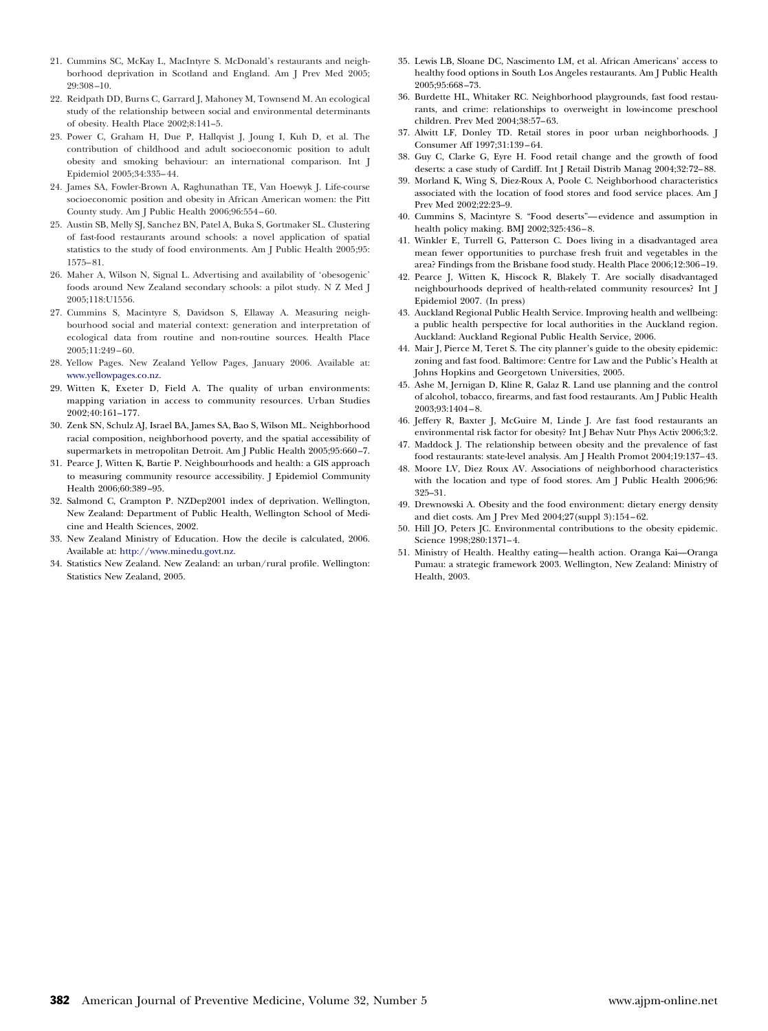21. Cummins SC, McKay L, MacIntyre S. McDonald's restaurants and neighborhood deprivation in Scotland and England. Am J Prev Med 2005;29:308–10.
22. Reidpath DD, Burns C, Garrard J, Mahoney M, Townsend M. An ecological study of the relationship between social and environmental determinants of obesity. Health Place 2002;8:141–5.
23. Power C, Graham H, Due P, Hallqvist J, Joung I, Kuh D, et al. The contribution of childhood and adult socioeconomic position to adult obesity and smoking behaviour: an international comparison. Int J Epidemiol 2005;34:335–44.
24. James SA, Fowler-Brown A, Raghunathan TE, Van Hoewyk J. Life-course socioeconomic position and obesity in African American women: the Pitt County study. Am J Public Health 2006;96:554–60.
25. Austin SB, Melly SJ, Sanchez BN, Patel A, Buka S, Gortmaker SL. Clustering of fast-food restaurants around schools: a novel application of spatial statistics to the study of food environments. Am J Public Health 2005;95:1575–81.
26. Maher A, Wilson N, Signal L. Advertising and availability of 'obesogenic' foods around New Zealand secondary schools: a pilot study. N Z Med J 2005;118:U1556.
27. Cummins S, Macintyre S, Davidson S, Ellaway A. Measuring neighbourhood social and material context: generation and interpretation of ecological data from routine and non-routine sources. Health Place 2005;11:249–60.
28. Yellow Pages. New Zealand Yellow Pages, January 2006. Available at: www.yellowpages.co.nz.
29. Witten K, Exeter D, Field A. The quality of urban environments: mapping variation in access to community resources. Urban Studies 2002;40:161–177.
30. Zenk SN, Schulz AJ, Israel BA, James SA, Bao S, Wilson ML. Neighborhood racial composition, neighborhood poverty, and the spatial accessibility of supermarkets in metropolitan Detroit. Am J Public Health 2005;95:660–7.
31. Pearce J, Witten K, Bartie P. Neighbourhoods and health: a GIS approach to measuring community resource accessibility. J Epidemiol Community Health 2006;60:389–95.
32. Salmond C, Crampton P. NZDep2001 index of deprivation. Wellington, New Zealand: Department of Public Health, Wellington School of Medicine and Health Sciences, 2002.
33. New Zealand Ministry of Education. How the decile is calculated, 2006. Available at: http://www.minedu.govt.nz.
34. Statistics New Zealand. New Zealand: an urban/rural profile. Wellington: Statistics New Zealand, 2005.
35. Lewis LB, Sloane DC, Nascimento LM, et al. African Americans' access to healthy food options in South Los Angeles restaurants. Am J Public Health 2005;95:668–73.
36. Burdette HL, Whitaker RC. Neighborhood playgrounds, fast food restaurants, and crime: relationships to overweight in low-income preschool children. Prev Med 2004;38:57–63.
37. Alwitt LF, Donley TD. Retail stores in poor urban neighborhoods. J Consumer Aff 1997;31:139–64.
38. Guy C, Clarke G, Eyre H. Food retail change and the growth of food deserts: a case study of Cardiff. Int J Retail Distrib Manag 2004;32:72–88.
39. Morland K, Wing S, Diez-Roux A, Poole C. Neighborhood characteristics associated with the location of food stores and food service places. Am J Prev Med 2002;22:23–9.
40. Cummins S, Macintyre S. "Food deserts"—evidence and assumption in health policy making. BMJ 2002;325:436–8.
41. Winkler E, Turrell G, Patterson C. Does living in a disadvantaged area mean fewer opportunities to purchase fresh fruit and vegetables in the area? Findings from the Brisbane food study. Health Place 2006;12:306–19.
42. Pearce J, Witten K, Hiscock R, Blakely T. Are socially disadvantaged neighbourhoods deprived of health-related community resources? Int J Epidemiol 2007. (In press)
43. Auckland Regional Public Health Service. Improving health and wellbeing: a public health perspective for local authorities in the Auckland region. Auckland: Auckland Regional Public Health Service, 2006.
44. Mair J, Pierce M, Teret S. The city planner's guide to the obesity epidemic: zoning and fast food. Baltimore: Centre for Law and the Public's Health at Johns Hopkins and Georgetown Universities, 2005.
45. Ashe M, Jernigan D, Kline R, Galaz R. Land use planning and the control of alcohol, tobacco, firearms, and fast food restaurants. Am J Public Health 2003;93:1404–8.
46. Jeffery R, Baxter J, McGuire M, Linde J. Are fast food restaurants an environmental risk factor for obesity? Int J Behav Nutr Phys Activ 2006;3:2.
47. Maddock J. The relationship between obesity and the prevalence of fast food restaurants: state-level analysis. Am J Health Promot 2004;19:137–43.
48. Moore LV, Diez Roux AV. Associations of neighborhood characteristics with the location and type of food stores. Am J Public Health 2006;96:325–31.
49. Drewnowski A. Obesity and the food environment: dietary energy density and diet costs. Am J Prev Med 2004;27(suppl 3):154–62.
50. Hill JO, Peters JC. Environmental contributions to the obesity epidemic. Science 1998;280:1371–4.
51. Ministry of Health. Healthy eating—health action. Oranga Kai—Oranga Pumau: a strategic framework 2003. Wellington, New Zealand: Ministry of Health, 2003.